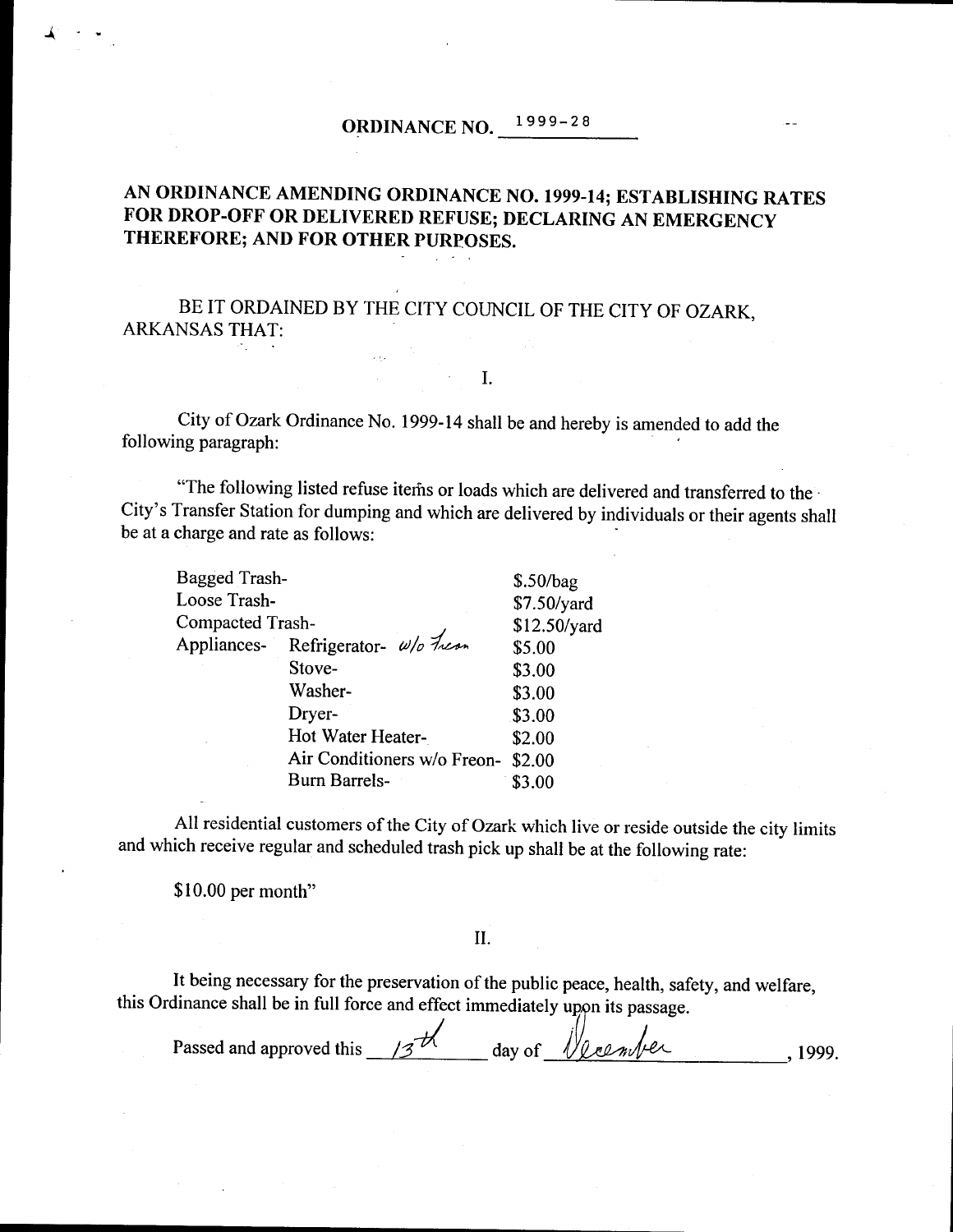## ORDINANCE NO. 1999-28

## AN ORDINANCE AMENDING ORDINANCE NO. 1999-14; ESTABLISHING RATES FOR DROP-OFF OR DELIVERED REFUSE; DECLARING AN EMERGENCY THEREFORE; AND FOR OTHER PURPOSES.

BE IT ORDAINED BY THE CITY COUNCIL OF THE CITY OF OZARK, ARKANSAS THAT:

I.

City of Ozark Ordinance No. 1999-14 shall be and hereby is amended to add the following paragraph:

"The following listed refuse items or loads which are delivered and transferred to the City's Transfer Station for dumping and which are delivered by individuals or their agents shall be at a charge and rate as follows:

| | | |
|---|---|---|
| Bagged Trash- | | $.50/bag |
| Loose Trash- | | $7.50/yard |
| Compacted Trash- | | $12.50/yard |
| Appliances- | Refrigerator- w/o freon | $5.00 |
| | Stove- | $3.00 |
| | Washer- | $3.00 |
| | Dryer- | $3.00 |
| | Hot Water Heater- | $2.00 |
| | Air Conditioners w/o Freon- | $2.00 |
| | Burn Barrels- | $3.00 |

All residential customers of the City of Ozark which live or reside outside the city limits and which receive regular and scheduled trash pick up shall be at the following rate:

$10.00 per month"

II.

It being necessary for the preservation of the public peace, health, safety, and welfare, this Ordinance shall be in full force and effect immediately upon its passage.

Passed and approved this 13th day of December, 1999.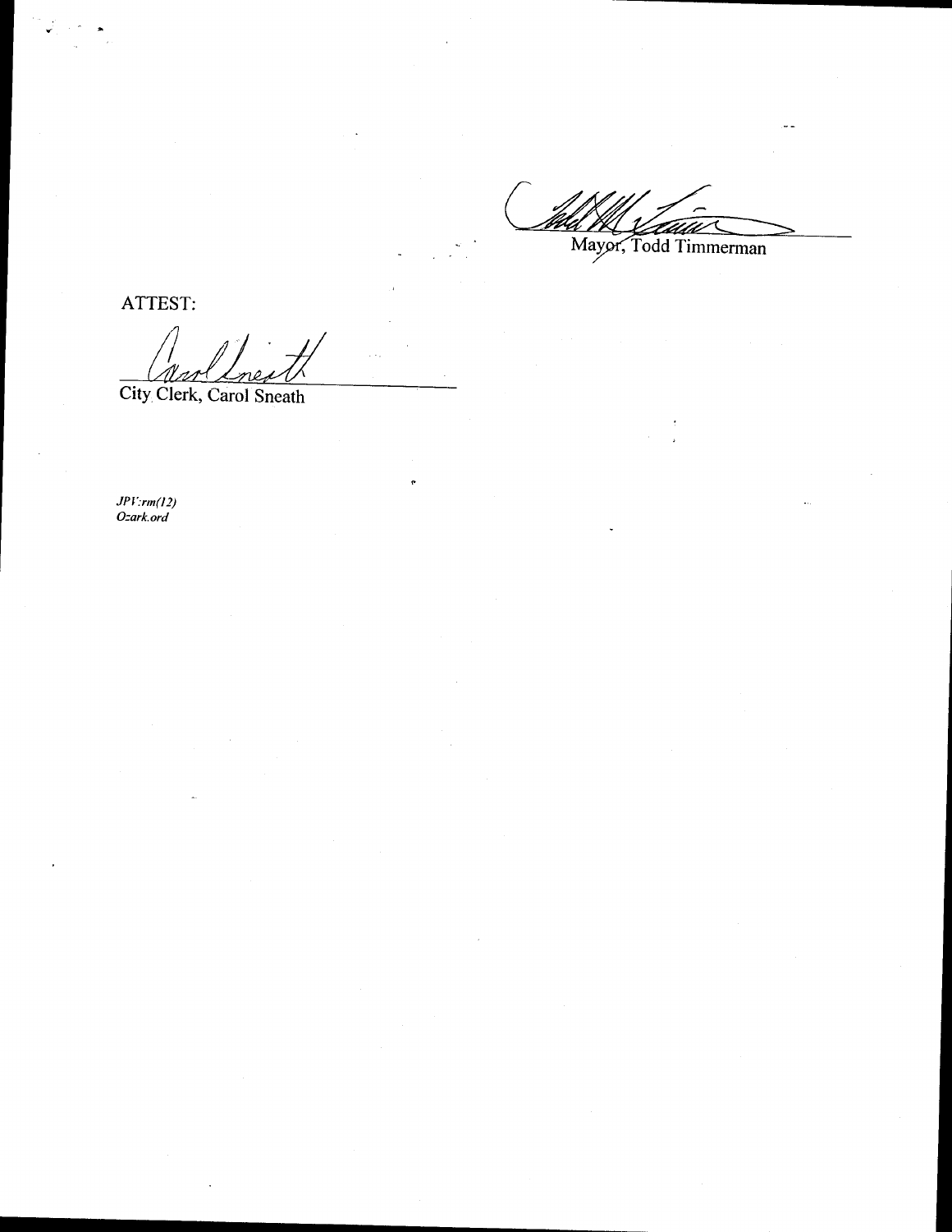Mayor, Todd Timmerman

ATTEST:

City Clerk, Carol Sneath

*JPV:rm(12)*
*Ozark.ord*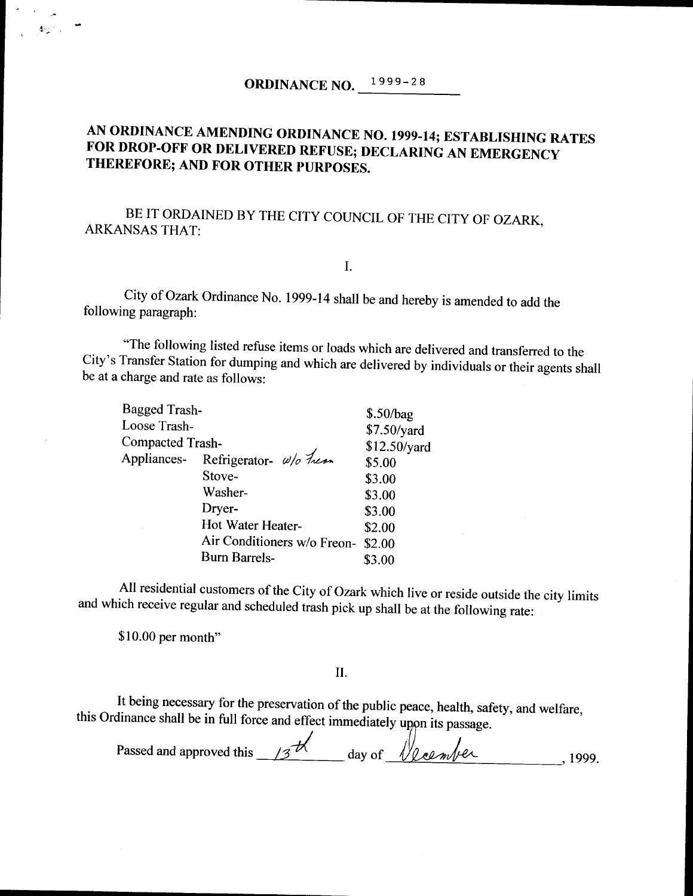# ORDINANCE NO. 1999-28

## AN ORDINANCE AMENDING ORDINANCE NO. 1999-14; ESTABLISHING RATES FOR DROP-OFF OR DELIVERED REFUSE; DECLARING AN EMERGENCY THEREFORE; AND FOR OTHER PURPOSES.

BE IT ORDAINED BY THE CITY COUNCIL OF THE CITY OF OZARK, ARKANSAS THAT:

I.

City of Ozark Ordinance No. 1999-14 shall be and hereby is amended to add the following paragraph:

"The following listed refuse items or loads which are delivered and transferred to the City's Transfer Station for dumping and which are delivered by individuals or their agents shall be at a charge and rate as follows:

| | | |
|---|---|---|
| Bagged Trash- | | $.50/bag |
| Loose Trash- | | $7.50/yard |
| Compacted Trash- | | $12.50/yard |
| Appliances- | Refrigerator- w/o Freon | $5.00 |
| | Stove- | $3.00 |
| | Washer- | $3.00 |
| | Dryer- | $3.00 |
| | Hot Water Heater- | $2.00 |
| | Air Conditioners w/o Freon- | $2.00 |
| | Burn Barrels- | $3.00 |

All residential customers of the City of Ozark which live or reside outside the city limits and which receive regular and scheduled trash pick up shall be at the following rate:

$10.00 per month"

II.

It being necessary for the preservation of the public peace, health, safety, and welfare, this Ordinance shall be in full force and effect immediately upon its passage.

Passed and approved this 13th day of December, 1999.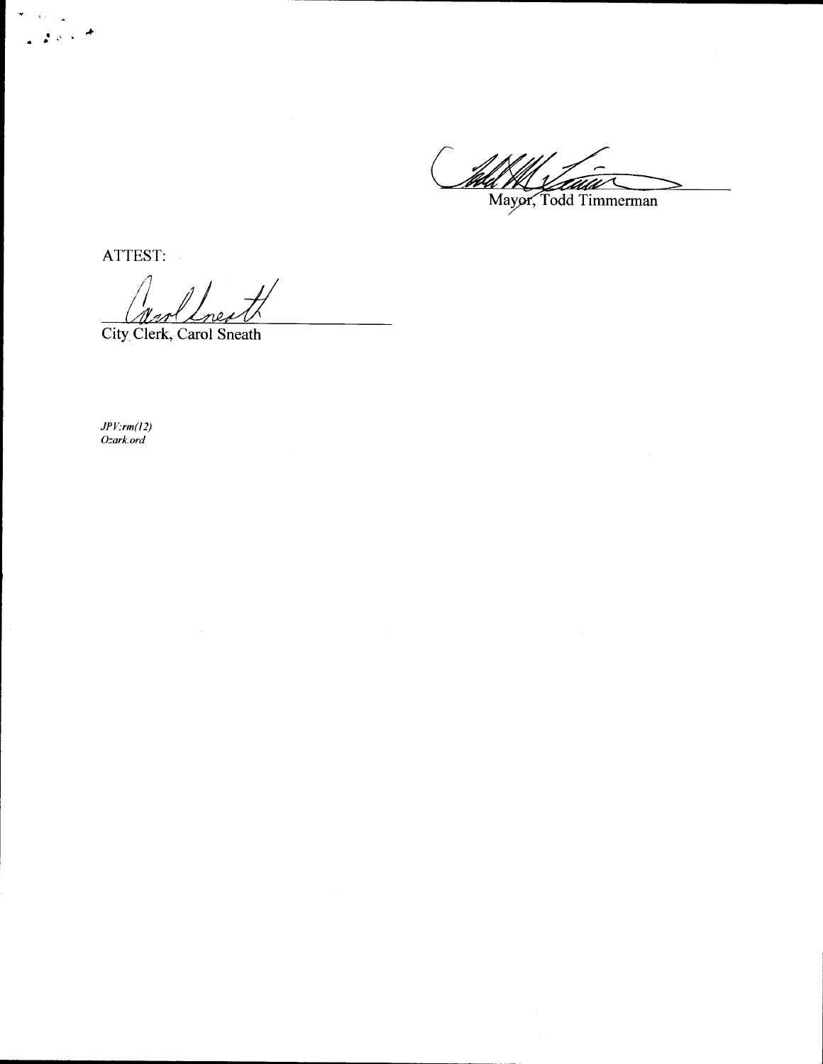Mayor, Todd Timmerman

ATTEST:

City Clerk, Carol Sneath

*JPV:rm(12)*
*Ozark.ord*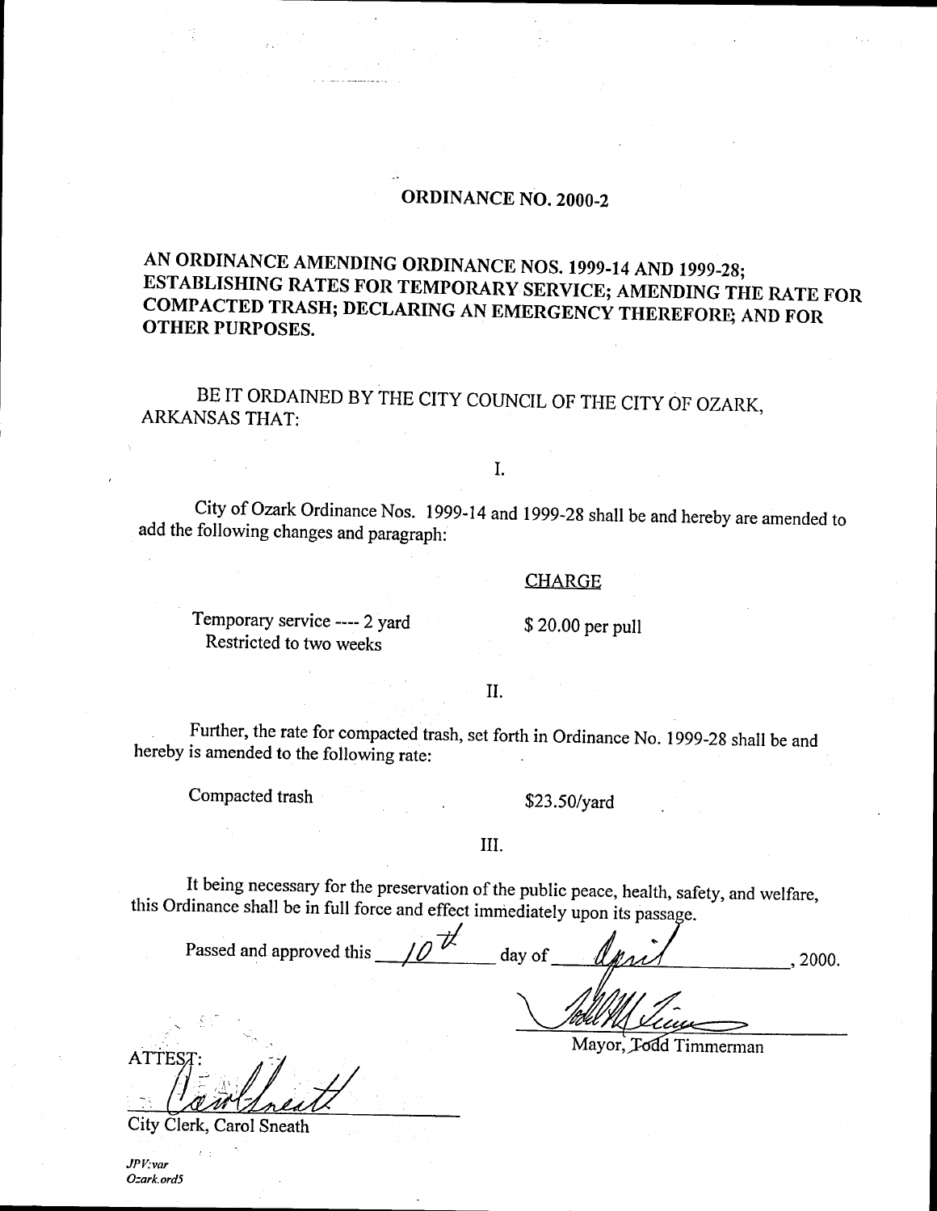# ORDINANCE NO. 2000-2

## AN ORDINANCE AMENDING ORDINANCE NOS. 1999-14 AND 1999-28; ESTABLISHING RATES FOR TEMPORARY SERVICE; AMENDING THE RATE FOR COMPACTED TRASH; DECLARING AN EMERGENCY THEREFORE; AND FOR OTHER PURPOSES.

BE IT ORDAINED BY THE CITY COUNCIL OF THE CITY OF OZARK, ARKANSAS THAT:

I.

City of Ozark Ordinance Nos. 1999-14 and 1999-28 shall be and hereby are amended to add the following changes and paragraph:

| | CHARGE |
|---|---|
| Temporary service ---- 2 yard<br>Restricted to two weeks | $ 20.00 per pull |

II.

Further, the rate for compacted trash, set forth in Ordinance No. 1999-28 shall be and hereby is amended to the following rate:

| | |
|---|---|
| Compacted trash | $23.50/yard |

III.

It being necessary for the preservation of the public peace, health, safety, and welfare, this Ordinance shall be in full force and effect immediately upon its passage.

Passed and approved this 10th day of April, 2000.

Mayor, Todd Timmerman

ATTEST:

City Clerk, Carol Sneath

*JPV:var*
*Ozark.ord5*